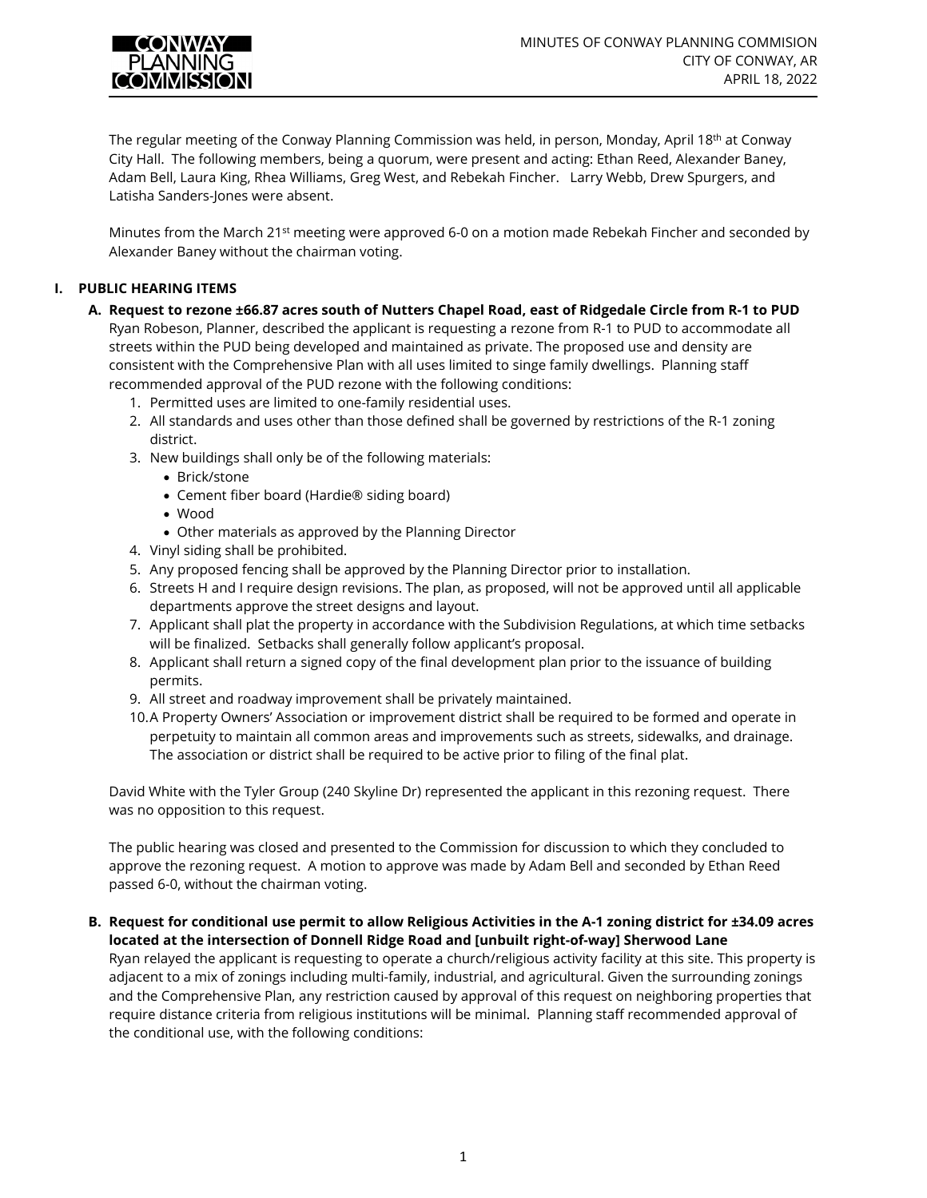MINUTES OF CONWAY PLANNING COMMISION
CITY OF CONWAY, AR
APRIL 18, 2022

The regular meeting of the Conway Planning Commission was held, in person, Monday, April 18th at Conway City Hall. The following members, being a quorum, were present and acting: Ethan Reed, Alexander Baney, Adam Bell, Laura King, Rhea Williams, Greg West, and Rebekah Fincher. Larry Webb, Drew Spurgers, and Latisha Sanders-Jones were absent.

Minutes from the March 21st meeting were approved 6-0 on a motion made Rebekah Fincher and seconded by Alexander Baney without the chairman voting.

## I. PUBLIC HEARING ITEMS

### A. Request to rezone ±66.87 acres south of Nutters Chapel Road, east of Ridgedale Circle from R-1 to PUD

Ryan Robeson, Planner, described the applicant is requesting a rezone from R-1 to PUD to accommodate all streets within the PUD being developed and maintained as private. The proposed use and density are consistent with the Comprehensive Plan with all uses limited to singe family dwellings. Planning staff recommended approval of the PUD rezone with the following conditions:

1. Permitted uses are limited to one-family residential uses.
2. All standards and uses other than those defined shall be governed by restrictions of the R-1 zoning district.
3. New buildings shall only be of the following materials:
   - Brick/stone
   - Cement fiber board (Hardie® siding board)
   - Wood
   - Other materials as approved by the Planning Director
4. Vinyl siding shall be prohibited.
5. Any proposed fencing shall be approved by the Planning Director prior to installation.
6. Streets H and I require design revisions. The plan, as proposed, will not be approved until all applicable departments approve the street designs and layout.
7. Applicant shall plat the property in accordance with the Subdivision Regulations, at which time setbacks will be finalized. Setbacks shall generally follow applicant's proposal.
8. Applicant shall return a signed copy of the final development plan prior to the issuance of building permits.
9. All street and roadway improvement shall be privately maintained.
10. A Property Owners' Association or improvement district shall be required to be formed and operate in perpetuity to maintain all common areas and improvements such as streets, sidewalks, and drainage. The association or district shall be required to be active prior to filing of the final plat.

David White with the Tyler Group (240 Skyline Dr) represented the applicant in this rezoning request. There was no opposition to this request.

The public hearing was closed and presented to the Commission for discussion to which they concluded to approve the rezoning request. A motion to approve was made by Adam Bell and seconded by Ethan Reed passed 6-0, without the chairman voting.

### B. Request for conditional use permit to allow Religious Activities in the A-1 zoning district for ±34.09 acres located at the intersection of Donnell Ridge Road and [unbuilt right-of-way] Sherwood Lane

Ryan relayed the applicant is requesting to operate a church/religious activity facility at this site. This property is adjacent to a mix of zonings including multi-family, industrial, and agricultural. Given the surrounding zonings and the Comprehensive Plan, any restriction caused by approval of this request on neighboring properties that require distance criteria from religious institutions will be minimal. Planning staff recommended approval of the conditional use, with the following conditions: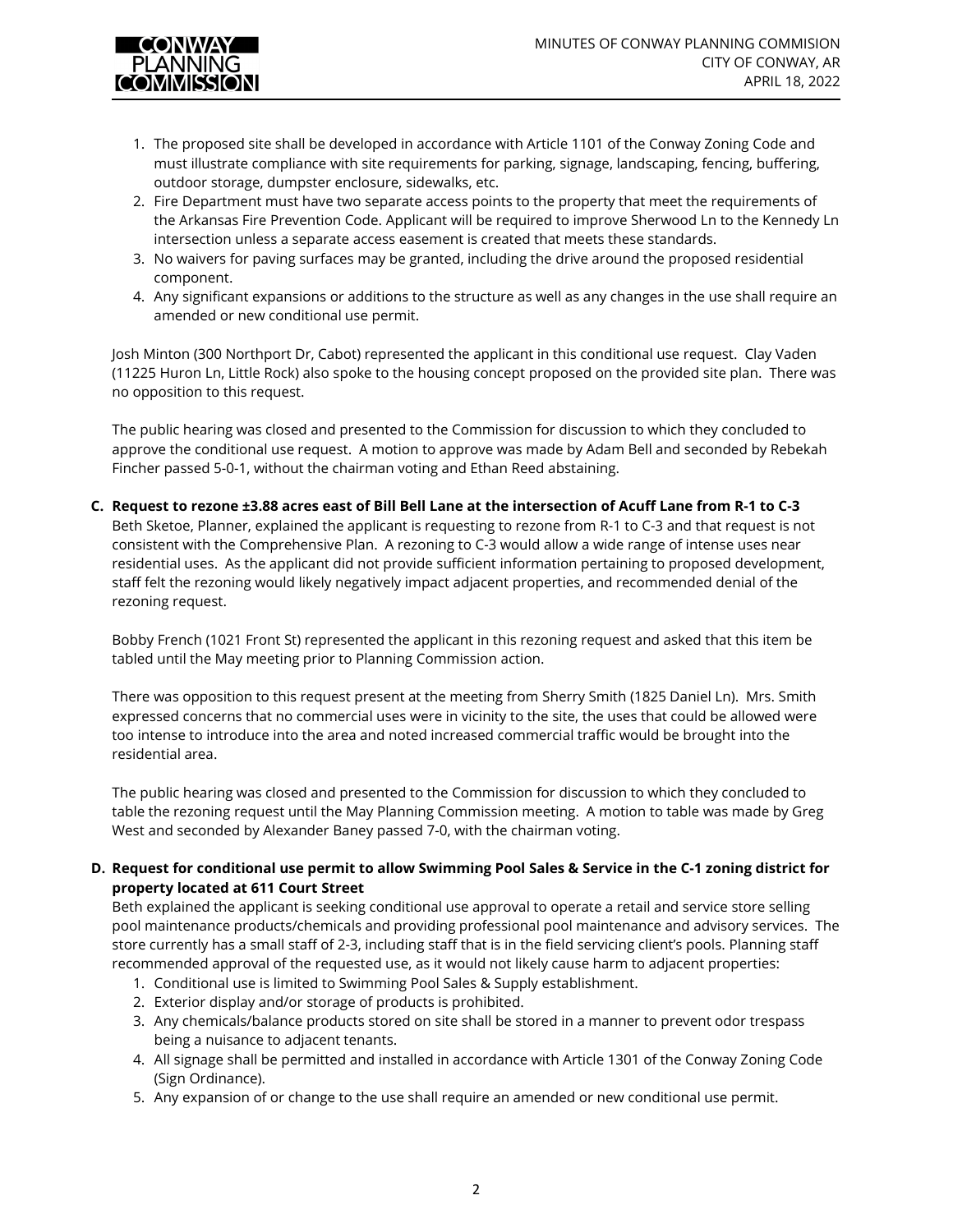1. The proposed site shall be developed in accordance with Article 1101 of the Conway Zoning Code and must illustrate compliance with site requirements for parking, signage, landscaping, fencing, buffering, outdoor storage, dumpster enclosure, sidewalks, etc.
2. Fire Department must have two separate access points to the property that meet the requirements of the Arkansas Fire Prevention Code. Applicant will be required to improve Sherwood Ln to the Kennedy Ln intersection unless a separate access easement is created that meets these standards.
3. No waivers for paving surfaces may be granted, including the drive around the proposed residential component.
4. Any significant expansions or additions to the structure as well as any changes in the use shall require an amended or new conditional use permit.

Josh Minton (300 Northport Dr, Cabot) represented the applicant in this conditional use request. Clay Vaden (11225 Huron Ln, Little Rock) also spoke to the housing concept proposed on the provided site plan. There was no opposition to this request.

The public hearing was closed and presented to the Commission for discussion to which they concluded to approve the conditional use request. A motion to approve was made by Adam Bell and seconded by Rebekah Fincher passed 5-0-1, without the chairman voting and Ethan Reed abstaining.

**C. Request to rezone ±3.88 acres east of Bill Bell Lane at the intersection of Acuff Lane from R-1 to C-3**

Beth Sketoe, Planner, explained the applicant is requesting to rezone from R-1 to C-3 and that request is not consistent with the Comprehensive Plan. A rezoning to C-3 would allow a wide range of intense uses near residential uses. As the applicant did not provide sufficient information pertaining to proposed development, staff felt the rezoning would likely negatively impact adjacent properties, and recommended denial of the rezoning request.

Bobby French (1021 Front St) represented the applicant in this rezoning request and asked that this item be tabled until the May meeting prior to Planning Commission action.

There was opposition to this request present at the meeting from Sherry Smith (1825 Daniel Ln). Mrs. Smith expressed concerns that no commercial uses were in vicinity to the site, the uses that could be allowed were too intense to introduce into the area and noted increased commercial traffic would be brought into the residential area.

The public hearing was closed and presented to the Commission for discussion to which they concluded to table the rezoning request until the May Planning Commission meeting. A motion to table was made by Greg West and seconded by Alexander Baney passed 7-0, with the chairman voting.

**D. Request for conditional use permit to allow Swimming Pool Sales & Service in the C-1 zoning district for property located at 611 Court Street**

Beth explained the applicant is seeking conditional use approval to operate a retail and service store selling pool maintenance products/chemicals and providing professional pool maintenance and advisory services. The store currently has a small staff of 2-3, including staff that is in the field servicing client's pools. Planning staff recommended approval of the requested use, as it would not likely cause harm to adjacent properties:

1. Conditional use is limited to Swimming Pool Sales & Supply establishment.
2. Exterior display and/or storage of products is prohibited.
3. Any chemicals/balance products stored on site shall be stored in a manner to prevent odor trespass being a nuisance to adjacent tenants.
4. All signage shall be permitted and installed in accordance with Article 1301 of the Conway Zoning Code (Sign Ordinance).
5. Any expansion of or change to the use shall require an amended or new conditional use permit.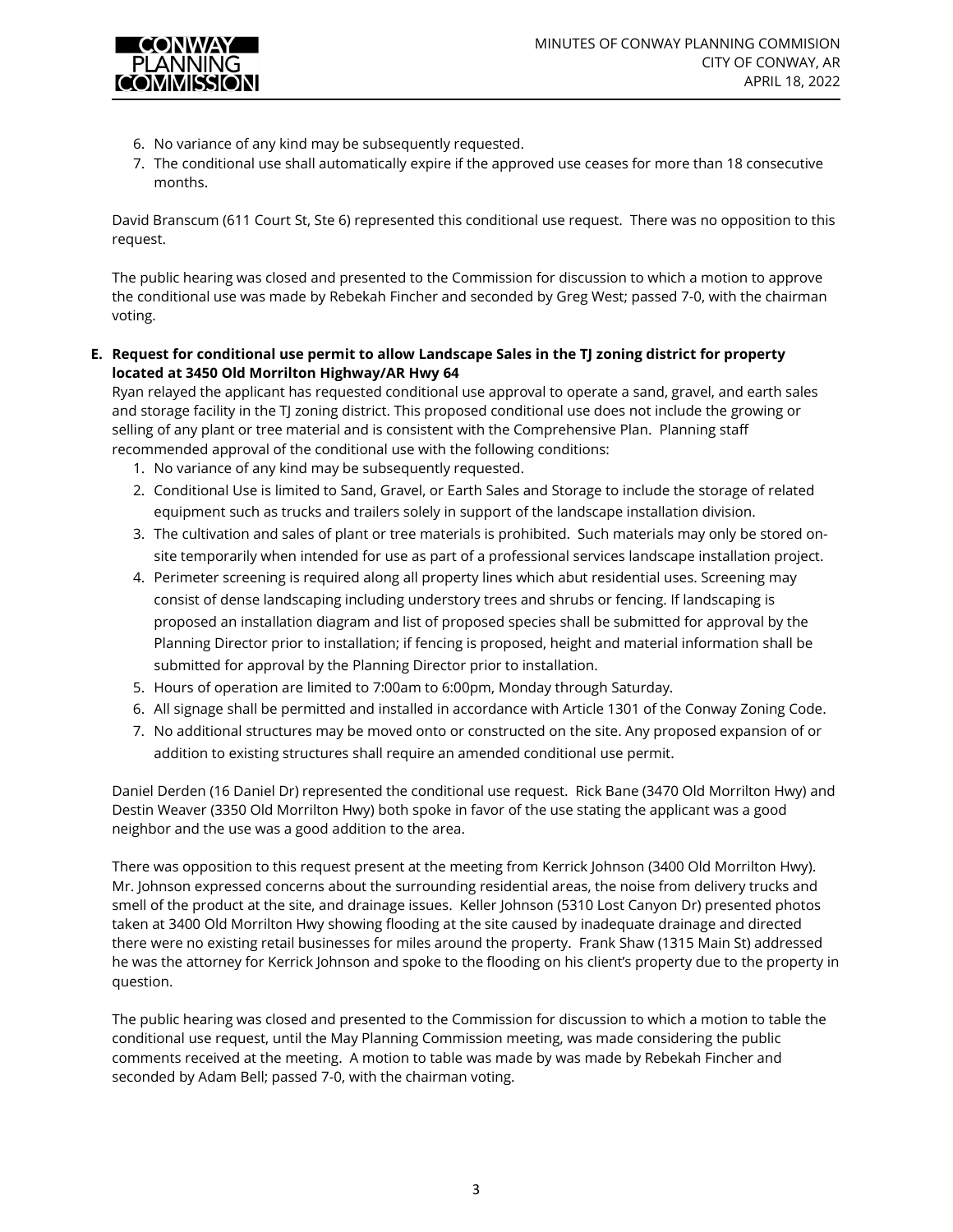6. No variance of any kind may be subsequently requested.
7. The conditional use shall automatically expire if the approved use ceases for more than 18 consecutive months.

David Branscum (611 Court St, Ste 6) represented this conditional use request. There was no opposition to this request.

The public hearing was closed and presented to the Commission for discussion to which a motion to approve the conditional use was made by Rebekah Fincher and seconded by Greg West; passed 7-0, with the chairman voting.

**E. Request for conditional use permit to allow Landscape Sales in the TJ zoning district for property located at 3450 Old Morrilton Highway/AR Hwy 64**

Ryan relayed the applicant has requested conditional use approval to operate a sand, gravel, and earth sales and storage facility in the TJ zoning district. This proposed conditional use does not include the growing or selling of any plant or tree material and is consistent with the Comprehensive Plan. Planning staff recommended approval of the conditional use with the following conditions:

1. No variance of any kind may be subsequently requested.
2. Conditional Use is limited to Sand, Gravel, or Earth Sales and Storage to include the storage of related equipment such as trucks and trailers solely in support of the landscape installation division.
3. The cultivation and sales of plant or tree materials is prohibited. Such materials may only be stored on-site temporarily when intended for use as part of a professional services landscape installation project.
4. Perimeter screening is required along all property lines which abut residential uses. Screening may consist of dense landscaping including understory trees and shrubs or fencing. If landscaping is proposed an installation diagram and list of proposed species shall be submitted for approval by the Planning Director prior to installation; if fencing is proposed, height and material information shall be submitted for approval by the Planning Director prior to installation.
5. Hours of operation are limited to 7:00am to 6:00pm, Monday through Saturday.
6. All signage shall be permitted and installed in accordance with Article 1301 of the Conway Zoning Code.
7. No additional structures may be moved onto or constructed on the site. Any proposed expansion of or addition to existing structures shall require an amended conditional use permit.

Daniel Derden (16 Daniel Dr) represented the conditional use request. Rick Bane (3470 Old Morrilton Hwy) and Destin Weaver (3350 Old Morrilton Hwy) both spoke in favor of the use stating the applicant was a good neighbor and the use was a good addition to the area.

There was opposition to this request present at the meeting from Kerrick Johnson (3400 Old Morrilton Hwy). Mr. Johnson expressed concerns about the surrounding residential areas, the noise from delivery trucks and smell of the product at the site, and drainage issues. Keller Johnson (5310 Lost Canyon Dr) presented photos taken at 3400 Old Morrilton Hwy showing flooding at the site caused by inadequate drainage and directed there were no existing retail businesses for miles around the property. Frank Shaw (1315 Main St) addressed he was the attorney for Kerrick Johnson and spoke to the flooding on his client's property due to the property in question.

The public hearing was closed and presented to the Commission for discussion to which a motion to table the conditional use request, until the May Planning Commission meeting, was made considering the public comments received at the meeting. A motion to table was made by was made by Rebekah Fincher and seconded by Adam Bell; passed 7-0, with the chairman voting.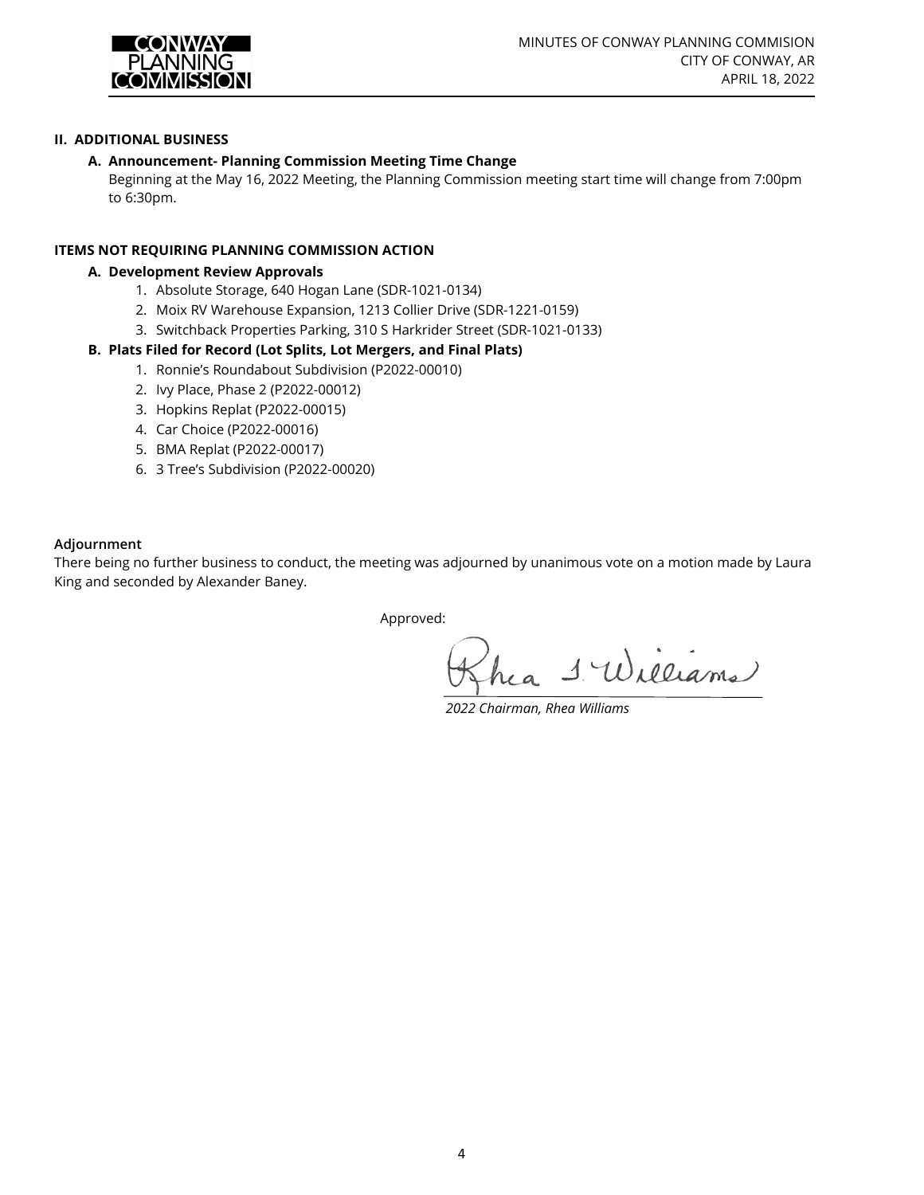## II. ADDITIONAL BUSINESS

**A. Announcement- Planning Commission Meeting Time Change**

Beginning at the May 16, 2022 Meeting, the Planning Commission meeting start time will change from 7:00pm to 6:30pm.

## ITEMS NOT REQUIRING PLANNING COMMISSION ACTION

**A. Development Review Approvals**

1. Absolute Storage, 640 Hogan Lane (SDR-1021-0134)
2. Moix RV Warehouse Expansion, 1213 Collier Drive (SDR-1221-0159)
3. Switchback Properties Parking, 310 S Harkrider Street (SDR-1021-0133)

**B. Plats Filed for Record (Lot Splits, Lot Mergers, and Final Plats)**

1. Ronnie's Roundabout Subdivision (P2022-00010)
2. Ivy Place, Phase 2 (P2022-00012)
3. Hopkins Replat (P2022-00015)
4. Car Choice (P2022-00016)
5. BMA Replat (P2022-00017)
6. 3 Tree's Subdivision (P2022-00020)

**Adjournment**

There being no further business to conduct, the meeting was adjourned by unanimous vote on a motion made by Laura King and seconded by Alexander Baney.

Approved:

Rhea I. Williams

*2022 Chairman, Rhea Williams*